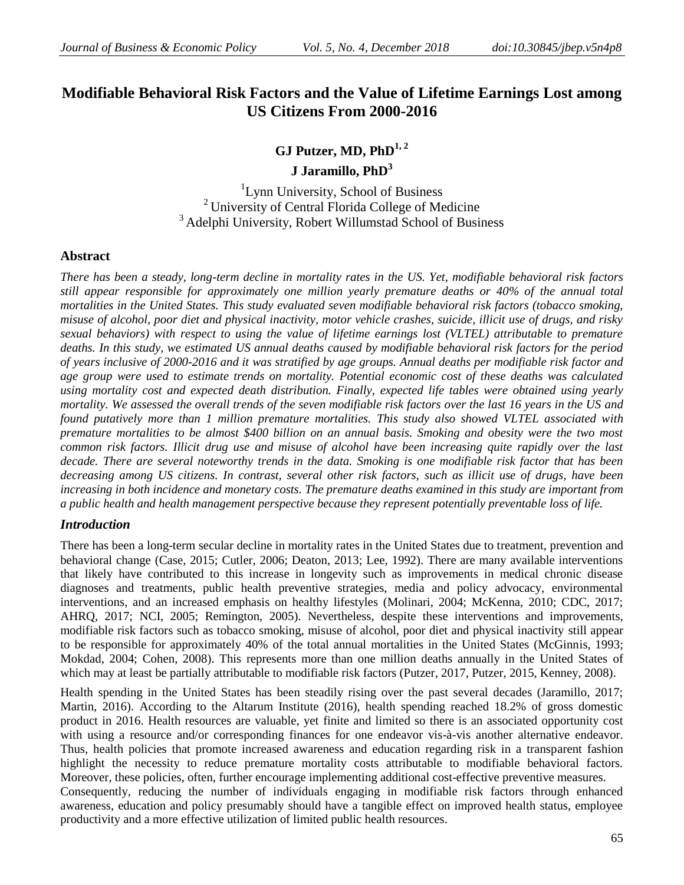# Modifiable Behavioral Risk Factors and the Value of Lifetime Earnings Lost among US Citizens From 2000-2016

**GJ Putzer, MD, PhD[1, 2]**

**J Jaramillo, PhD[3]**

[1] Lynn University, School of Business
[2] University of Central Florida College of Medicine
[3] Adelphi University, Robert Willumstad School of Business

## Abstract

*There has been a steady, long-term decline in mortality rates in the US. Yet, modifiable behavioral risk factors still appear responsible for approximately one million yearly premature deaths or 40% of the annual total mortalities in the United States. This study evaluated seven modifiable behavioral risk factors (tobacco smoking, misuse of alcohol, poor diet and physical inactivity, motor vehicle crashes, suicide, illicit use of drugs, and risky sexual behaviors) with respect to using the value of lifetime earnings lost (VLTEL) attributable to premature deaths. In this study, we estimated US annual deaths caused by modifiable behavioral risk factors for the period of years inclusive of 2000-2016 and it was stratified by age groups. Annual deaths per modifiable risk factor and age group were used to estimate trends on mortality. Potential economic cost of these deaths was calculated using mortality cost and expected death distribution. Finally, expected life tables were obtained using yearly mortality. We assessed the overall trends of the seven modifiable risk factors over the last 16 years in the US and found putatively more than 1 million premature mortalities. This study also showed VLTEL associated with premature mortalities to be almost $400 billion on an annual basis. Smoking and obesity were the two most common risk factors. Illicit drug use and misuse of alcohol have been increasing quite rapidly over the last decade. There are several noteworthy trends in the data. Smoking is one modifiable risk factor that has been decreasing among US citizens. In contrast, several other risk factors, such as illicit use of drugs, have been increasing in both incidence and monetary costs. The premature deaths examined in this study are important from a public health and health management perspective because they represent potentially preventable loss of life.*

## *Introduction*

There has been a long-term secular decline in mortality rates in the United States due to treatment, prevention and behavioral change (Case, 2015; Cutler, 2006; Deaton, 2013; Lee, 1992). There are many available interventions that likely have contributed to this increase in longevity such as improvements in medical chronic disease diagnoses and treatments, public health preventive strategies, media and policy advocacy, environmental interventions, and an increased emphasis on healthy lifestyles (Molinari, 2004; McKenna, 2010; CDC, 2017; AHRQ, 2017; NCI, 2005; Remington, 2005). Nevertheless, despite these interventions and improvements, modifiable risk factors such as tobacco smoking, misuse of alcohol, poor diet and physical inactivity still appear to be responsible for approximately 40% of the total annual mortalities in the United States (McGinnis, 1993; Mokdad, 2004; Cohen, 2008). This represents more than one million deaths annually in the United States of which may at least be partially attributable to modifiable risk factors (Putzer, 2017, Putzer, 2015, Kenney, 2008).

Health spending in the United States has been steadily rising over the past several decades (Jaramillo, 2017; Martin, 2016). According to the Altarum Institute (2016), health spending reached 18.2% of gross domestic product in 2016. Health resources are valuable, yet finite and limited so there is an associated opportunity cost with using a resource and/or corresponding finances for one endeavor vis-à-vis another alternative endeavor. Thus, health policies that promote increased awareness and education regarding risk in a transparent fashion highlight the necessity to reduce premature mortality costs attributable to modifiable behavioral factors. Moreover, these policies, often, further encourage implementing additional cost-effective preventive measures.

Consequently, reducing the number of individuals engaging in modifiable risk factors through enhanced awareness, education and policy presumably should have a tangible effect on improved health status, employee productivity and a more effective utilization of limited public health resources.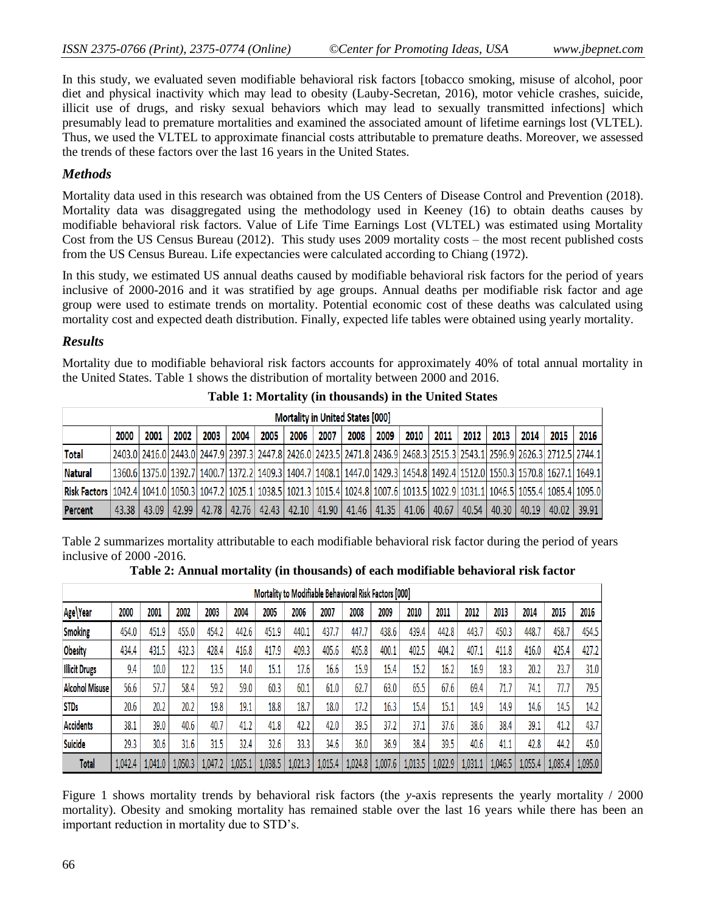In this study, we evaluated seven modifiable behavioral risk factors [tobacco smoking, misuse of alcohol, poor diet and physical inactivity which may lead to obesity (Lauby-Secretan, 2016), motor vehicle crashes, suicide, illicit use of drugs, and risky sexual behaviors which may lead to sexually transmitted infections] which presumably lead to premature mortalities and examined the associated amount of lifetime earnings lost (VLTEL). Thus, we used the VLTEL to approximate financial costs attributable to premature deaths. Moreover, we assessed the trends of these factors over the last 16 years in the United States.

### *Methods*

Mortality data used in this research was obtained from the US Centers of Disease Control and Prevention (2018). Mortality data was disaggregated using the methodology used in Keeney (16) to obtain deaths causes by modifiable behavioral risk factors. Value of Life Time Earnings Lost (VLTEL) was estimated using Mortality Cost from the US Census Bureau (2012). This study uses 2009 mortality costs – the most recent published costs from the US Census Bureau. Life expectancies were calculated according to Chiang (1972).

In this study, we estimated US annual deaths caused by modifiable behavioral risk factors for the period of years inclusive of 2000-2016 and it was stratified by age groups. Annual deaths per modifiable risk factor and age group were used to estimate trends on mortality. Potential economic cost of these deaths was calculated using mortality cost and expected death distribution. Finally, expected life tables were obtained using yearly mortality.

### *Results*

Mortality due to modifiable behavioral risk factors accounts for approximately 40% of total annual mortality in the United States. Table 1 shows the distribution of mortality between 2000 and 2016.

**Table 1: Mortality (in thousands) in the United States**

| Mortality in United States [000] | | | | | | | | | | | | | | | | | |
|---|---|---|---|---|---|---|---|---|---|---|---|---|---|---|---|---|---|
| | 2000 | 2001 | 2002 | 2003 | 2004 | 2005 | 2006 | 2007 | 2008 | 2009 | 2010 | 2011 | 2012 | 2013 | 2014 | 2015 | 2016 |
| Total | 2403.0 | 2416.0 | 2443.0 | 2447.9 | 2397.3 | 2447.8 | 2426.0 | 2423.5 | 2471.8 | 2436.9 | 2468.3 | 2515.3 | 2543.1 | 2596.9 | 2626.3 | 2712.5 | 2744.1 |
| Natural | 1360.6 | 1375.0 | 1392.7 | 1400.7 | 1372.2 | 1409.3 | 1404.7 | 1408.1 | 1447.0 | 1429.3 | 1454.8 | 1492.4 | 1512.0 | 1550.3 | 1570.8 | 1627.1 | 1649.1 |
| Risk Factors | 1042.4 | 1041.0 | 1050.3 | 1047.2 | 1025.1 | 1038.5 | 1021.3 | 1015.4 | 1024.8 | 1007.6 | 1013.5 | 1022.9 | 1031.1 | 1046.5 | 1055.4 | 1085.4 | 1095.0 |
| Percent | 43.38 | 43.09 | 42.99 | 42.78 | 42.76 | 42.43 | 42.10 | 41.90 | 41.46 | 41.35 | 41.06 | 40.67 | 40.54 | 40.30 | 40.19 | 40.02 | 39.91 |

Table 2 summarizes mortality attributable to each modifiable behavioral risk factor during the period of years inclusive of 2000 -2016.

**Table 2: Annual mortality (in thousands) of each modifiable behavioral risk factor**

| Mortality to Modifiable Behavioral Risk Factors [000] | | | | | | | | | | | | | | | | | |
|---|---|---|---|---|---|---|---|---|---|---|---|---|---|---|---|---|---|
| Age\Year | 2000 | 2001 | 2002 | 2003 | 2004 | 2005 | 2006 | 2007 | 2008 | 2009 | 2010 | 2011 | 2012 | 2013 | 2014 | 2015 | 2016 |
| Smoking | 454.0 | 451.9 | 455.0 | 454.2 | 442.6 | 451.9 | 440.1 | 437.7 | 447.7 | 438.6 | 439.4 | 442.8 | 443.7 | 450.3 | 448.7 | 458.7 | 454.5 |
| Obesity | 434.4 | 431.5 | 432.3 | 428.4 | 416.8 | 417.9 | 409.3 | 405.6 | 405.8 | 400.1 | 402.5 | 404.2 | 407.1 | 411.8 | 416.0 | 425.4 | 427.2 |
| Illicit Drugs | 9.4 | 10.0 | 12.2 | 13.5 | 14.0 | 15.1 | 17.6 | 16.6 | 15.9 | 15.4 | 15.2 | 16.2 | 16.9 | 18.3 | 20.2 | 23.7 | 31.0 |
| Alcohol Misuse | 56.6 | 57.7 | 58.4 | 59.2 | 59.0 | 60.3 | 60.1 | 61.0 | 62.7 | 63.0 | 65.5 | 67.6 | 69.4 | 71.7 | 74.1 | 77.7 | 79.5 |
| STDs | 20.6 | 20.2 | 20.2 | 19.8 | 19.1 | 18.8 | 18.7 | 18.0 | 17.2 | 16.3 | 15.4 | 15.1 | 14.9 | 14.9 | 14.6 | 14.5 | 14.2 |
| Accidents | 38.1 | 39.0 | 40.6 | 40.7 | 41.2 | 41.8 | 42.2 | 42.0 | 39.5 | 37.2 | 37.1 | 37.6 | 38.6 | 38.4 | 39.1 | 41.2 | 43.7 |
| Suicide | 29.3 | 30.6 | 31.6 | 31.5 | 32.4 | 32.6 | 33.3 | 34.6 | 36.0 | 36.9 | 38.4 | 39.5 | 40.6 | 41.1 | 42.8 | 44.2 | 45.0 |
| Total | 1,042.4 | 1,041.0 | 1,050.3 | 1,047.2 | 1,025.1 | 1,038.5 | 1,021.3 | 1,015.4 | 1,024.8 | 1,007.6 | 1,013.5 | 1,022.9 | 1,031.1 | 1,046.5 | 1,055.4 | 1,085.4 | 1,095.0 |

Figure 1 shows mortality trends by behavioral risk factors (the *y*-axis represents the yearly mortality / 2000 mortality). Obesity and smoking mortality has remained stable over the last 16 years while there has been an important reduction in mortality due to STD's.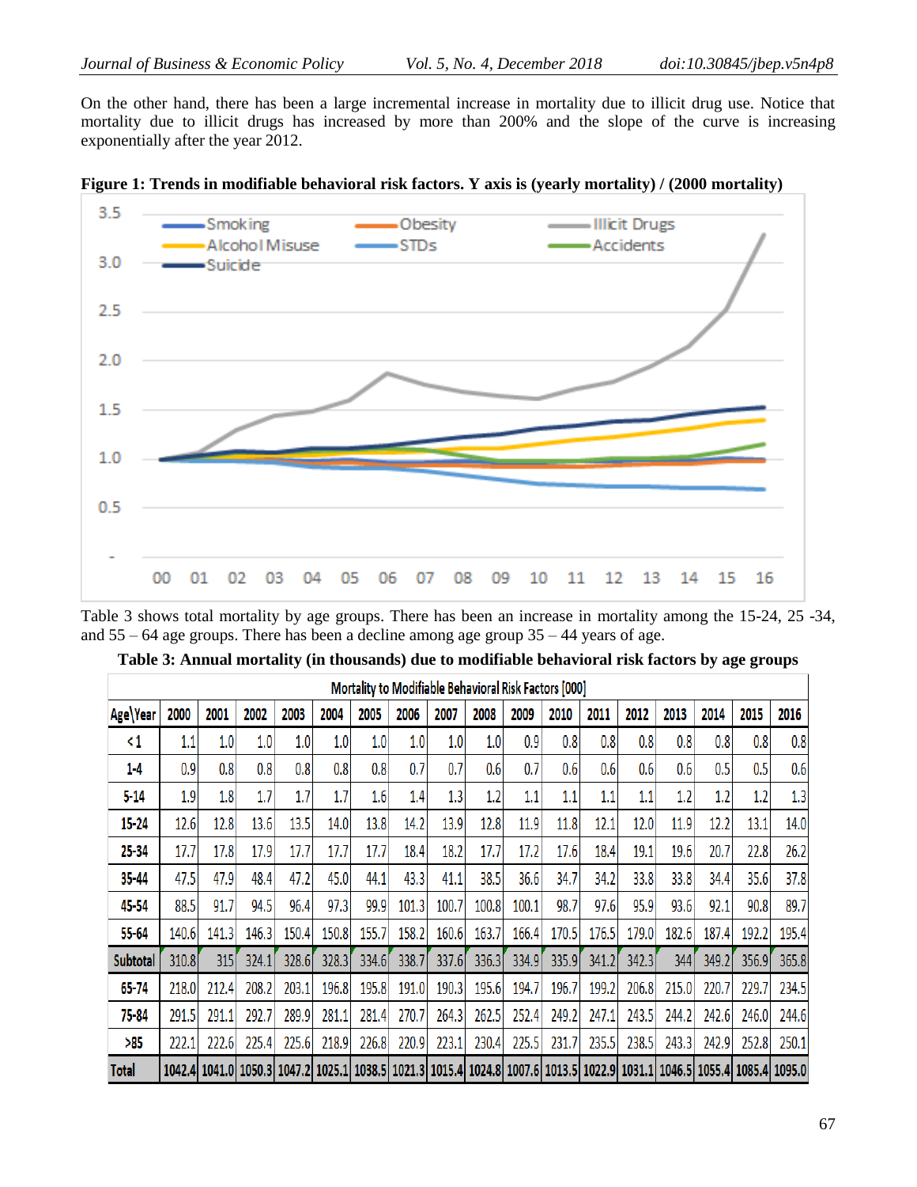On the other hand, there has been a large incremental increase in mortality due to illicit drug use. Notice that mortality due to illicit drugs has increased by more than 200% and the slope of the curve is increasing exponentially after the year 2012.

**Figure 1: Trends in modifiable behavioral risk factors. Y axis is (yearly mortality) / (2000 mortality)**

Table 3 shows total mortality by age groups. There has been an increase in mortality among the 15-24, 25 -34, and 55 – 64 age groups. There has been a decline among age group 35 – 44 years of age.

**Table 3: Annual mortality (in thousands) due to modifiable behavioral risk factors by age groups**

| Mortality to Modifiable Behavioral Risk Factors [000] | | | | | | | | | | | | | | | | | |
|---|---|---|---|---|---|---|---|---|---|---|---|---|---|---|---|---|---|
| Age\Year | 2000 | 2001 | 2002 | 2003 | 2004 | 2005 | 2006 | 2007 | 2008 | 2009 | 2010 | 2011 | 2012 | 2013 | 2014 | 2015 | 2016 |
| <1 | 1.1 | 1.0 | 1.0 | 1.0 | 1.0 | 1.0 | 1.0 | 1.0 | 1.0 | 0.9 | 0.8 | 0.8 | 0.8 | 0.8 | 0.8 | 0.8 | 0.8 |
| 1-4 | 0.9 | 0.8 | 0.8 | 0.8 | 0.8 | 0.8 | 0.7 | 0.7 | 0.6 | 0.7 | 0.6 | 0.6 | 0.6 | 0.6 | 0.5 | 0.5 | 0.6 |
| 5-14 | 1.9 | 1.8 | 1.7 | 1.7 | 1.7 | 1.6 | 1.4 | 1.3 | 1.2 | 1.1 | 1.1 | 1.1 | 1.1 | 1.2 | 1.2 | 1.2 | 1.3 |
| 15-24 | 12.6 | 12.8 | 13.6 | 13.5 | 14.0 | 13.8 | 14.2 | 13.9 | 12.8 | 11.9 | 11.8 | 12.1 | 12.0 | 11.9 | 12.2 | 13.1 | 14.0 |
| 25-34 | 17.7 | 17.8 | 17.9 | 17.7 | 17.7 | 17.7 | 18.4 | 18.2 | 17.7 | 17.2 | 17.6 | 18.4 | 19.1 | 19.6 | 20.7 | 22.8 | 26.2 |
| 35-44 | 47.5 | 47.9 | 48.4 | 47.2 | 45.0 | 44.1 | 43.3 | 41.1 | 38.5 | 36.6 | 34.7 | 34.2 | 33.8 | 33.8 | 34.4 | 35.6 | 37.8 |
| 45-54 | 88.5 | 91.7 | 94.5 | 96.4 | 97.3 | 99.9 | 101.3 | 100.7 | 100.8 | 100.1 | 98.7 | 97.6 | 95.9 | 93.6 | 92.1 | 90.8 | 89.7 |
| 55-64 | 140.6 | 141.3 | 146.3 | 150.4 | 150.8 | 155.7 | 158.2 | 160.6 | 163.7 | 166.4 | 170.5 | 176.5 | 179.0 | 182.6 | 187.4 | 192.2 | 195.4 |
| Subtotal | 310.8 | 315 | 324.1 | 328.6 | 328.3 | 334.6 | 338.7 | 337.6 | 336.3 | 334.9 | 335.9 | 341.2 | 342.3 | 344 | 349.2 | 356.9 | 365.8 |
| 65-74 | 218.0 | 212.4 | 208.2 | 203.1 | 196.8 | 195.8 | 191.0 | 190.3 | 195.6 | 194.7 | 196.7 | 199.2 | 206.8 | 215.0 | 220.7 | 229.7 | 234.5 |
| 75-84 | 291.5 | 291.1 | 292.7 | 289.9 | 281.1 | 281.4 | 270.7 | 264.3 | 262.5 | 252.4 | 249.2 | 247.1 | 243.5 | 244.2 | 242.6 | 246.0 | 244.6 |
| >85 | 222.1 | 222.6 | 225.4 | 225.6 | 218.9 | 226.8 | 220.9 | 223.1 | 230.4 | 225.5 | 231.7 | 235.5 | 238.5 | 243.3 | 242.9 | 252.8 | 250.1 |
| Total | 1042.4 | 1041.0 | 1050.3 | 1047.2 | 1025.1 | 1038.5 | 1021.3 | 1015.4 | 1024.8 | 1007.6 | 1013.5 | 1022.9 | 1031.1 | 1046.5 | 1055.4 | 1085.4 | 1095.0 |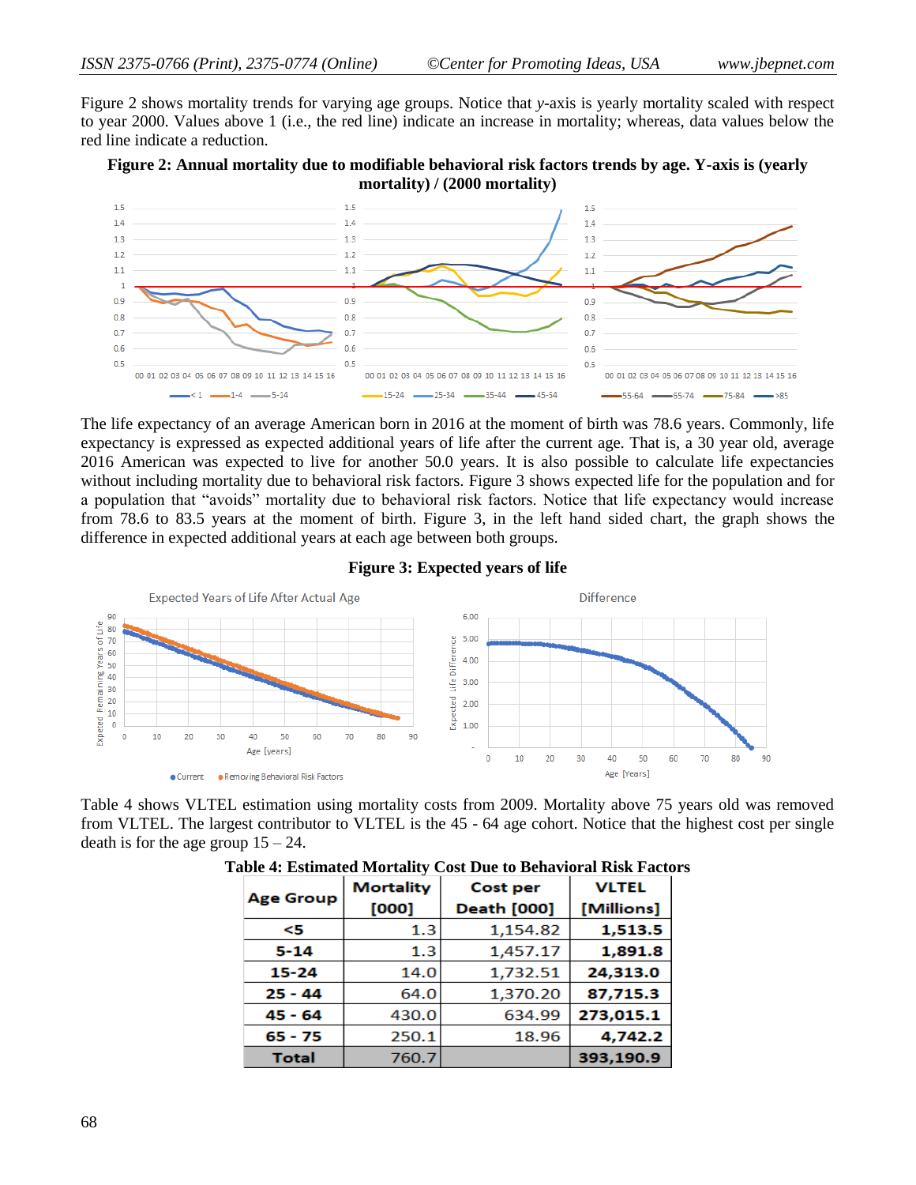Figure 2 shows mortality trends for varying age groups. Notice that *y*-axis is yearly mortality scaled with respect to year 2000. Values above 1 (i.e., the red line) indicate an increase in mortality; whereas, data values below the red line indicate a reduction.

**Figure 2: Annual mortality due to modifiable behavioral risk factors trends by age. Y-axis is (yearly mortality) / (2000 mortality)**

The life expectancy of an average American born in 2016 at the moment of birth was 78.6 years. Commonly, life expectancy is expressed as expected additional years of life after the current age. That is, a 30 year old, average 2016 American was expected to live for another 50.0 years. It is also possible to calculate life expectancies without including mortality due to behavioral risk factors. Figure 3 shows expected life for the population and for a population that "avoids" mortality due to behavioral risk factors. Notice that life expectancy would increase from 78.6 to 83.5 years at the moment of birth. Figure 3, in the left hand sided chart, the graph shows the difference in expected additional years at each age between both groups.

**Figure 3: Expected years of life**

Table 4 shows VLTEL estimation using mortality costs from 2009. Mortality above 75 years old was removed from VLTEL. The largest contributor to VLTEL is the 45 - 64 age cohort. Notice that the highest cost per single death is for the age group 15 – 24.

**Table 4: Estimated Mortality Cost Due to Behavioral Risk Factors**

| Age Group | Mortality [000] | Cost per Death [000] | VLTEL [Millions] |
|---|---|---|---|
| <5 | 1.3 | 1,154.82 | 1,513.5 |
| 5-14 | 1.3 | 1,457.17 | 1,891.8 |
| 15-24 | 14.0 | 1,732.51 | 24,313.0 |
| 25 - 44 | 64.0 | 1,370.20 | 87,715.3 |
| 45 - 64 | 430.0 | 634.99 | 273,015.1 |
| 65 - 75 | 250.1 | 18.96 | 4,742.2 |
| **Total** | 760.7 | | **393,190.9** |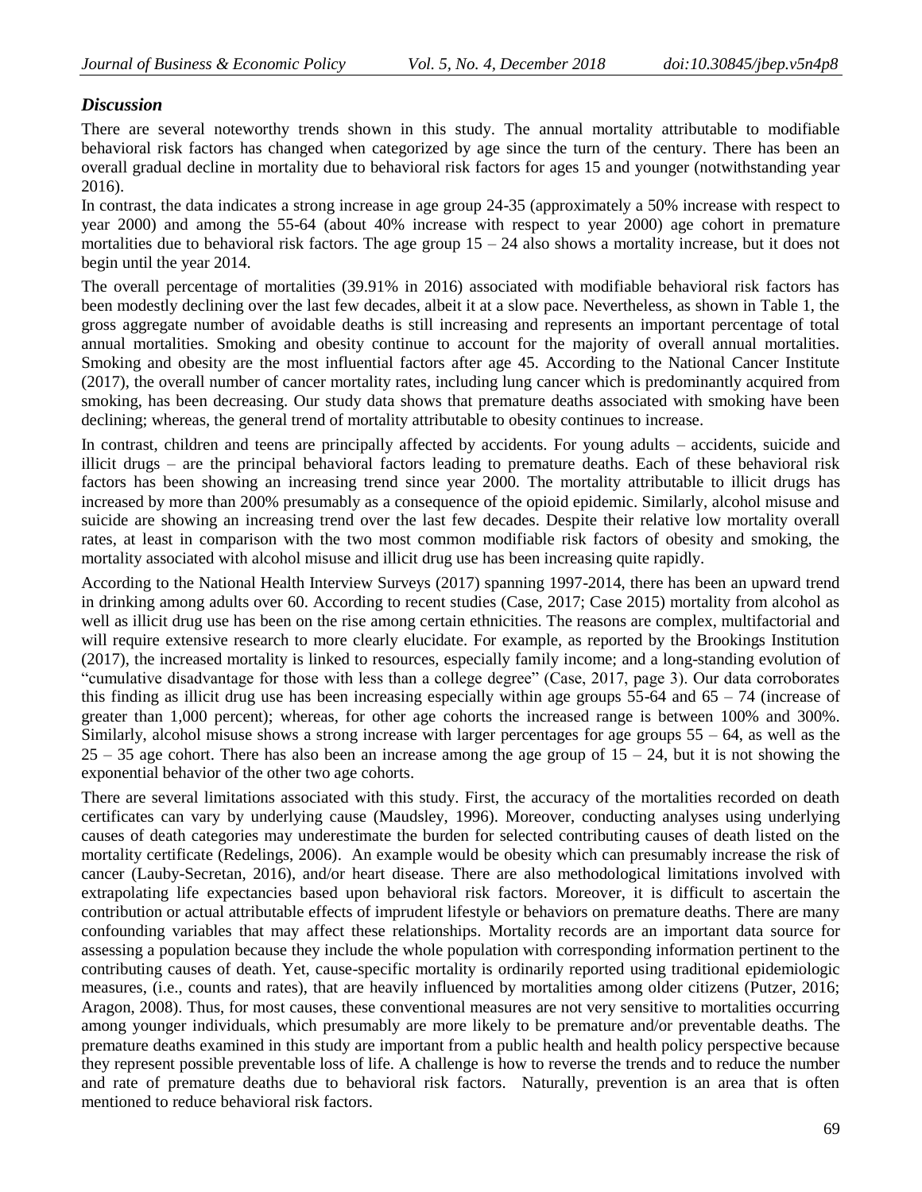### *Discussion*

There are several noteworthy trends shown in this study. The annual mortality attributable to modifiable behavioral risk factors has changed when categorized by age since the turn of the century. There has been an overall gradual decline in mortality due to behavioral risk factors for ages 15 and younger (notwithstanding year 2016).

In contrast, the data indicates a strong increase in age group 24-35 (approximately a 50% increase with respect to year 2000) and among the 55-64 (about 40% increase with respect to year 2000) age cohort in premature mortalities due to behavioral risk factors. The age group 15 – 24 also shows a mortality increase, but it does not begin until the year 2014.

The overall percentage of mortalities (39.91% in 2016) associated with modifiable behavioral risk factors has been modestly declining over the last few decades, albeit it at a slow pace. Nevertheless, as shown in Table 1, the gross aggregate number of avoidable deaths is still increasing and represents an important percentage of total annual mortalities. Smoking and obesity continue to account for the majority of overall annual mortalities. Smoking and obesity are the most influential factors after age 45. According to the National Cancer Institute (2017), the overall number of cancer mortality rates, including lung cancer which is predominantly acquired from smoking, has been decreasing. Our study data shows that premature deaths associated with smoking have been declining; whereas, the general trend of mortality attributable to obesity continues to increase.

In contrast, children and teens are principally affected by accidents. For young adults – accidents, suicide and illicit drugs – are the principal behavioral factors leading to premature deaths. Each of these behavioral risk factors has been showing an increasing trend since year 2000. The mortality attributable to illicit drugs has increased by more than 200% presumably as a consequence of the opioid epidemic. Similarly, alcohol misuse and suicide are showing an increasing trend over the last few decades. Despite their relative low mortality overall rates, at least in comparison with the two most common modifiable risk factors of obesity and smoking, the mortality associated with alcohol misuse and illicit drug use has been increasing quite rapidly.

According to the National Health Interview Surveys (2017) spanning 1997-2014, there has been an upward trend in drinking among adults over 60. According to recent studies (Case, 2017; Case 2015) mortality from alcohol as well as illicit drug use has been on the rise among certain ethnicities. The reasons are complex, multifactorial and will require extensive research to more clearly elucidate. For example, as reported by the Brookings Institution (2017), the increased mortality is linked to resources, especially family income; and a long-standing evolution of "cumulative disadvantage for those with less than a college degree" (Case, 2017, page 3). Our data corroborates this finding as illicit drug use has been increasing especially within age groups 55-64 and 65 – 74 (increase of greater than 1,000 percent); whereas, for other age cohorts the increased range is between 100% and 300%. Similarly, alcohol misuse shows a strong increase with larger percentages for age groups 55 – 64, as well as the 25 – 35 age cohort. There has also been an increase among the age group of 15 – 24, but it is not showing the exponential behavior of the other two age cohorts.

There are several limitations associated with this study. First, the accuracy of the mortalities recorded on death certificates can vary by underlying cause (Maudsley, 1996). Moreover, conducting analyses using underlying causes of death categories may underestimate the burden for selected contributing causes of death listed on the mortality certificate (Redelings, 2006). An example would be obesity which can presumably increase the risk of cancer (Lauby-Secretan, 2016), and/or heart disease. There are also methodological limitations involved with extrapolating life expectancies based upon behavioral risk factors. Moreover, it is difficult to ascertain the contribution or actual attributable effects of imprudent lifestyle or behaviors on premature deaths. There are many confounding variables that may affect these relationships. Mortality records are an important data source for assessing a population because they include the whole population with corresponding information pertinent to the contributing causes of death. Yet, cause-specific mortality is ordinarily reported using traditional epidemiologic measures, (i.e., counts and rates), that are heavily influenced by mortalities among older citizens (Putzer, 2016; Aragon, 2008). Thus, for most causes, these conventional measures are not very sensitive to mortalities occurring among younger individuals, which presumably are more likely to be premature and/or preventable deaths. The premature deaths examined in this study are important from a public health and health policy perspective because they represent possible preventable loss of life. A challenge is how to reverse the trends and to reduce the number and rate of premature deaths due to behavioral risk factors. Naturally, prevention is an area that is often mentioned to reduce behavioral risk factors.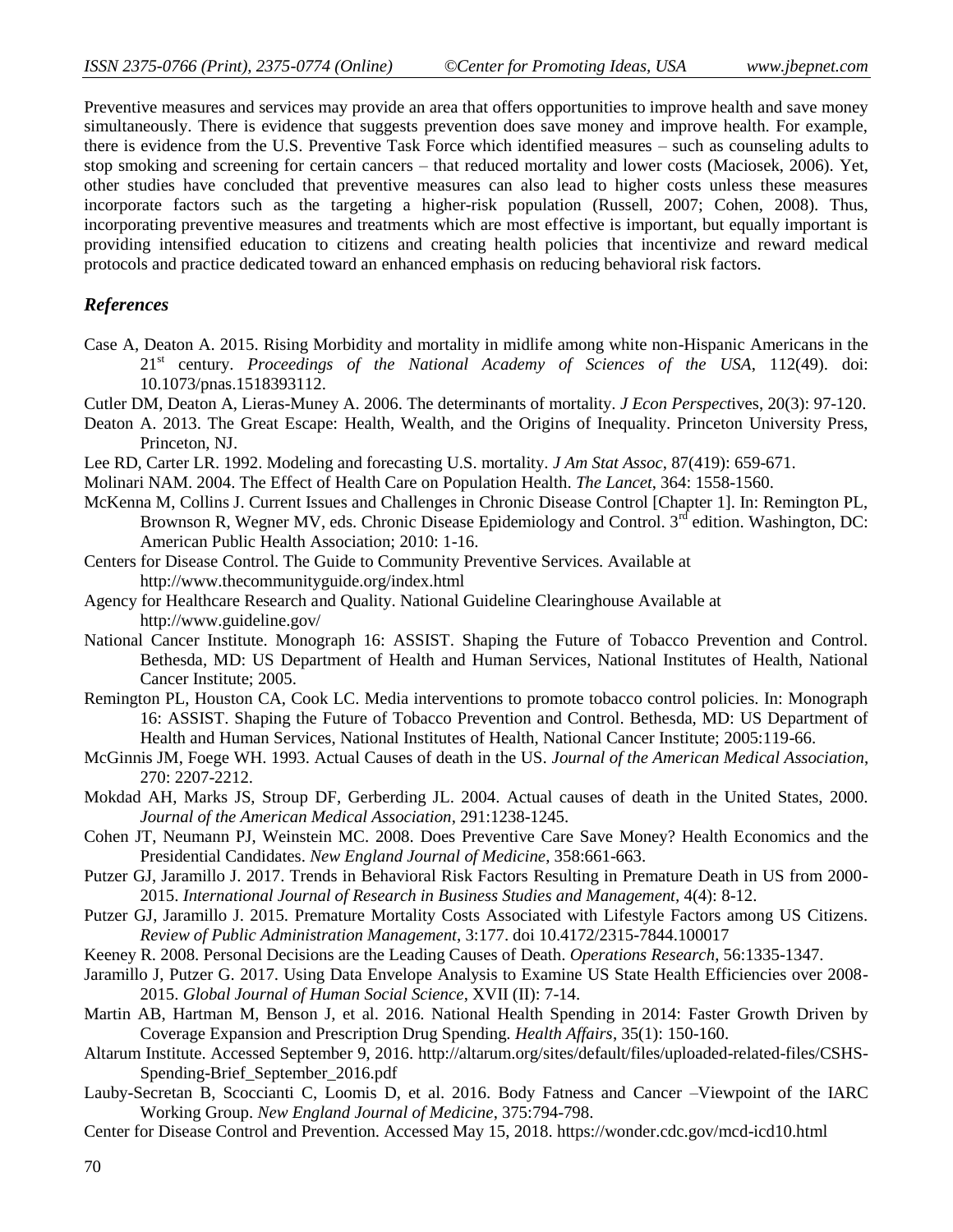Preventive measures and services may provide an area that offers opportunities to improve health and save money simultaneously. There is evidence that suggests prevention does save money and improve health. For example, there is evidence from the U.S. Preventive Task Force which identified measures – such as counseling adults to stop smoking and screening for certain cancers – that reduced mortality and lower costs (Maciosek, 2006). Yet, other studies have concluded that preventive measures can also lead to higher costs unless these measures incorporate factors such as the targeting a higher-risk population (Russell, 2007; Cohen, 2008). Thus, incorporating preventive measures and treatments which are most effective is important, but equally important is providing intensified education to citizens and creating health policies that incentivize and reward medical protocols and practice dedicated toward an enhanced emphasis on reducing behavioral risk factors.

### *References*

Case A, Deaton A. 2015. Rising Morbidity and mortality in midlife among white non-Hispanic Americans in the 21st century. *Proceedings of the National Academy of Sciences of the USA*, 112(49). doi: 10.1073/pnas.1518393112.

Cutler DM, Deaton A, Lieras-Muney A. 2006. The determinants of mortality. *J Econ Perspect*ives, 20(3): 97-120.

Deaton A. 2013. The Great Escape: Health, Wealth, and the Origins of Inequality. Princeton University Press, Princeton, NJ.

Lee RD, Carter LR. 1992. Modeling and forecasting U.S. mortality. *J Am Stat Assoc*, 87(419): 659-671.

Molinari NAM. 2004. The Effect of Health Care on Population Health. *The Lancet*, 364: 1558-1560.

McKenna M, Collins J. Current Issues and Challenges in Chronic Disease Control [Chapter 1]. In: Remington PL, Brownson R, Wegner MV, eds. Chronic Disease Epidemiology and Control. 3rd edition. Washington, DC: American Public Health Association; 2010: 1-16.

Centers for Disease Control. The Guide to Community Preventive Services. Available at http://www.thecommunityguide.org/index.html

Agency for Healthcare Research and Quality. National Guideline Clearinghouse Available at http://www.guideline.gov/

National Cancer Institute. Monograph 16: ASSIST. Shaping the Future of Tobacco Prevention and Control. Bethesda, MD: US Department of Health and Human Services, National Institutes of Health, National Cancer Institute; 2005.

Remington PL, Houston CA, Cook LC. Media interventions to promote tobacco control policies. In: Monograph 16: ASSIST. Shaping the Future of Tobacco Prevention and Control. Bethesda, MD: US Department of Health and Human Services, National Institutes of Health, National Cancer Institute; 2005:119-66.

McGinnis JM, Foege WH. 1993. Actual Causes of death in the US. *Journal of the American Medical Association*, 270: 2207-2212.

Mokdad AH, Marks JS, Stroup DF, Gerberding JL. 2004. Actual causes of death in the United States, 2000. *Journal of the American Medical Association*, 291:1238-1245.

Cohen JT, Neumann PJ, Weinstein MC. 2008. Does Preventive Care Save Money? Health Economics and the Presidential Candidates. *New England Journal of Medicine*, 358:661-663.

Putzer GJ, Jaramillo J. 2017. Trends in Behavioral Risk Factors Resulting in Premature Death in US from 2000-2015. *International Journal of Research in Business Studies and Management,* 4(4): 8-12.

Putzer GJ, Jaramillo J. 2015. Premature Mortality Costs Associated with Lifestyle Factors among US Citizens. *Review of Public Administration Management*, 3:177. doi 10.4172/2315-7844.100017

Keeney R. 2008. Personal Decisions are the Leading Causes of Death. *Operations Research*, 56:1335-1347.

Jaramillo J, Putzer G. 2017. Using Data Envelope Analysis to Examine US State Health Efficiencies over 2008-2015. *Global Journal of Human Social Science,* XVII (II): 7-14.

Martin AB, Hartman M, Benson J, et al. 2016. National Health Spending in 2014: Faster Growth Driven by Coverage Expansion and Prescription Drug Spending. *Health Affairs*, 35(1): 150-160.

Altarum Institute. Accessed September 9, 2016. http://altarum.org/sites/default/files/uploaded-related-files/CSHS-Spending-Brief_September_2016.pdf

Lauby-Secretan B, Scoccianti C, Loomis D, et al. 2016. Body Fatness and Cancer –Viewpoint of the IARC Working Group. *New England Journal of Medicine*, 375:794-798.

Center for Disease Control and Prevention. Accessed May 15, 2018. https://wonder.cdc.gov/mcd-icd10.html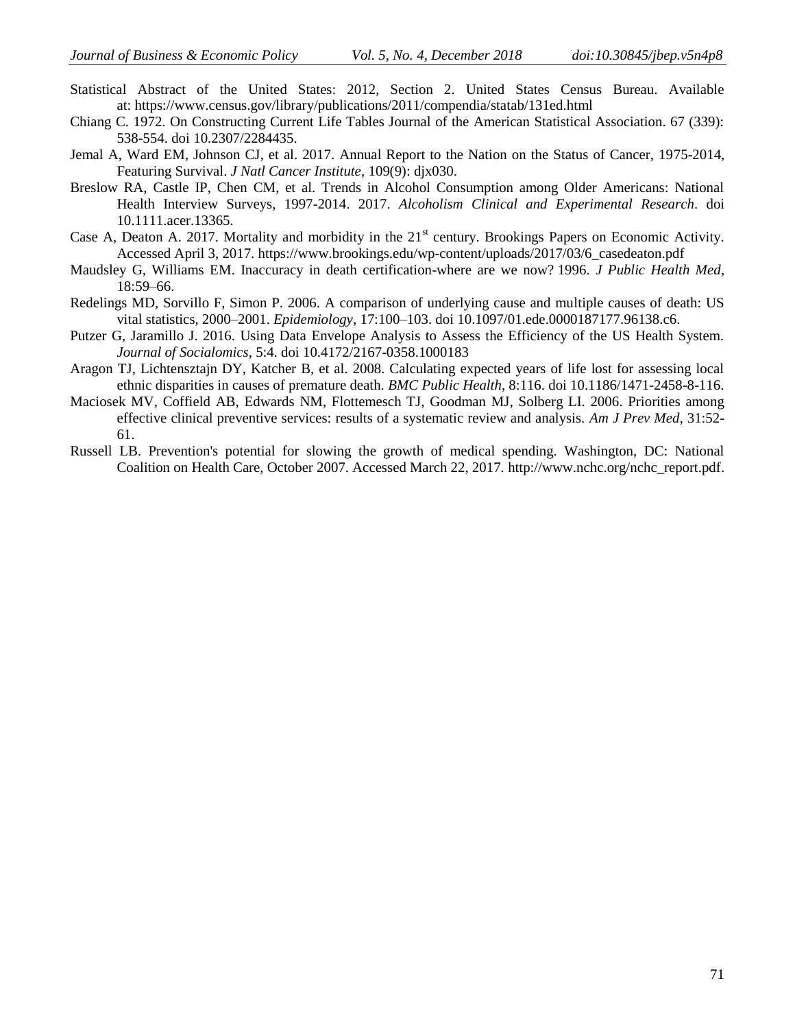Statistical Abstract of the United States: 2012, Section 2. United States Census Bureau. Available at: https://www.census.gov/library/publications/2011/compendia/statab/131ed.html

Chiang C. 1972. On Constructing Current Life Tables Journal of the American Statistical Association. 67 (339): 538-554. doi 10.2307/2284435.

Jemal A, Ward EM, Johnson CJ, et al. 2017. Annual Report to the Nation on the Status of Cancer, 1975-2014, Featuring Survival. *J Natl Cancer Institute*, 109(9): djx030.

Breslow RA, Castle IP, Chen CM, et al. Trends in Alcohol Consumption among Older Americans: National Health Interview Surveys, 1997-2014. 2017. *Alcoholism Clinical and Experimental Research*. doi 10.1111.acer.13365.

Case A, Deaton A. 2017. Mortality and morbidity in the 21st century. Brookings Papers on Economic Activity. Accessed April 3, 2017. https://www.brookings.edu/wp-content/uploads/2017/03/6_casedeaton.pdf

Maudsley G, Williams EM. Inaccuracy in death certification-where are we now? 1996. *J Public Health Med*, 18:59–66.

Redelings MD, Sorvillo F, Simon P. 2006. A comparison of underlying cause and multiple causes of death: US vital statistics, 2000–2001. *Epidemiology*, 17:100–103. doi 10.1097/01.ede.0000187177.96138.c6.

Putzer G, Jaramillo J. 2016. Using Data Envelope Analysis to Assess the Efficiency of the US Health System. *Journal of Socialomics*, 5:4. doi 10.4172/2167-0358.1000183

Aragon TJ, Lichtensztajn DY, Katcher B, et al. 2008. Calculating expected years of life lost for assessing local ethnic disparities in causes of premature death. *BMC Public Health*, 8:116. doi 10.1186/1471-2458-8-116.

Maciosek MV, Coffield AB, Edwards NM, Flottemesch TJ, Goodman MJ, Solberg LI. 2006. Priorities among effective clinical preventive services: results of a systematic review and analysis. *Am J Prev Med*, 31:52-61.

Russell LB. Prevention's potential for slowing the growth of medical spending. Washington, DC: National Coalition on Health Care, October 2007. Accessed March 22, 2017. http://www.nchc.org/nchc_report.pdf.